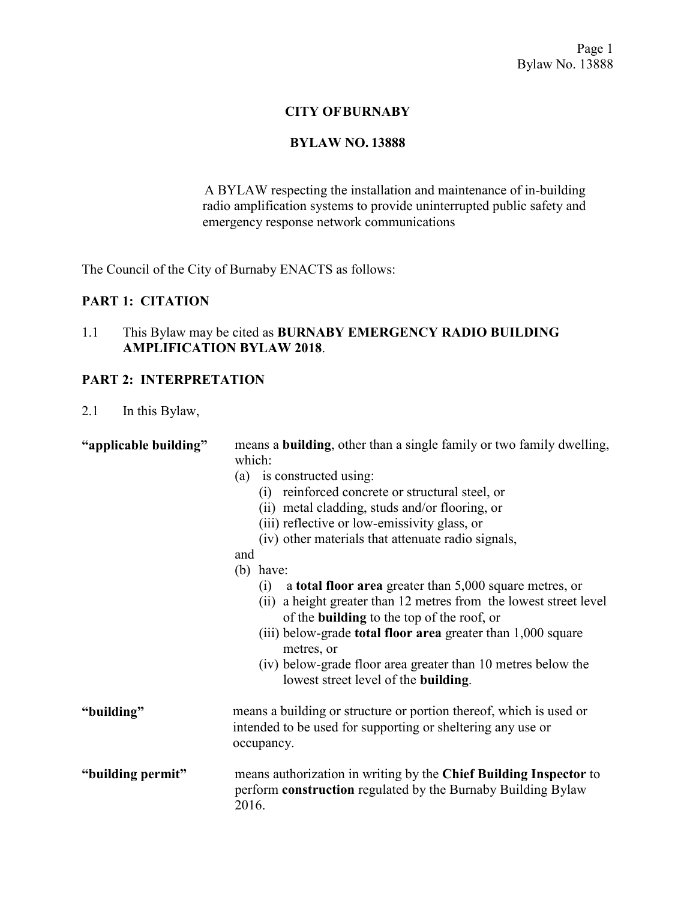# CITY OF BURNABY

## BYLAW NO. 13888

A BYLAW respecting the installation and maintenance of in-building radio amplification systems to provide uninterrupted public safety and emergency response network communications

The Council of the City of Burnaby ENACTS as follows:

### PART 1: CITATION

1.1 This Bylaw may be cited as **BURNABY EMERGENCY RADIO BUILDING AMPLIFICATION BYLAW 2018**.

### PART 2: INTERPRETATION

2.1 In this Bylaw,

**"applicable building"** means a **building**, other than a single family or two family dwelling, which:

(a) is constructed using:
   - (i) reinforced concrete or structural steel, or
   - (ii) metal cladding, studs and/or flooring, or
   - (iii) reflective or low-emissivity glass, or
   - (iv) other materials that attenuate radio signals,

and

(b) have:
   - (i) a **total floor area** greater than 5,000 square metres, or
   - (ii) a height greater than 12 metres from the lowest street level of the **building** to the top of the roof, or
   - (iii) below-grade **total floor area** greater than 1,000 square metres, or
   - (iv) below-grade floor area greater than 10 metres below the lowest street level of the **building**.

**"building"** means a building or structure or portion thereof, which is used or intended to be used for supporting or sheltering any use or occupancy.

**"building permit"** means authorization in writing by the **Chief Building Inspector** to perform **construction** regulated by the Burnaby Building Bylaw 2016.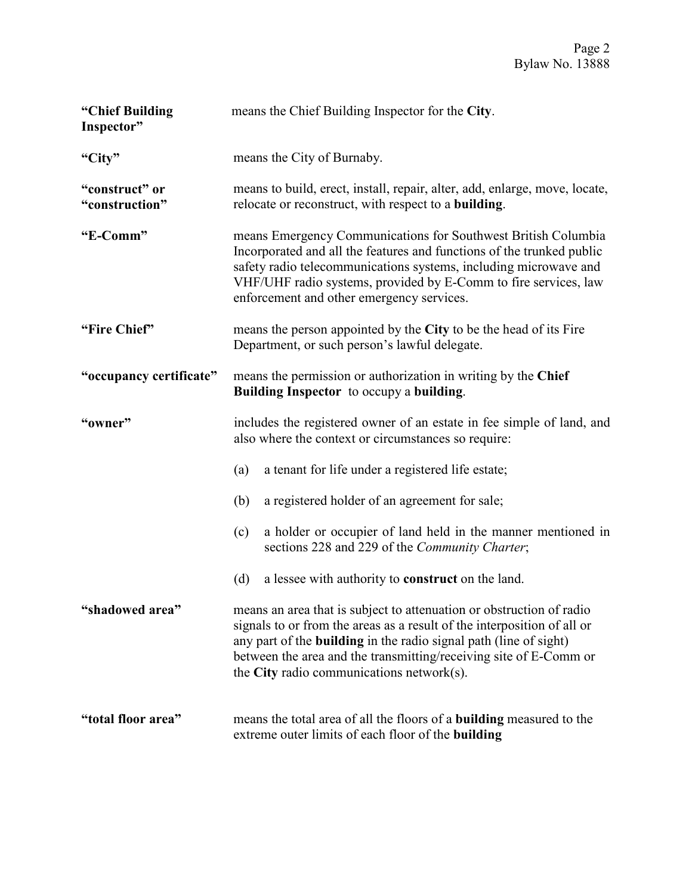**"Chief Building Inspector"** means the Chief Building Inspector for the **City**.

**"City"** means the City of Burnaby.

**"construct" or "construction"** means to build, erect, install, repair, alter, add, enlarge, move, locate, relocate or reconstruct, with respect to a **building**.

**"E-Comm"** means Emergency Communications for Southwest British Columbia Incorporated and all the features and functions of the trunked public safety radio telecommunications systems, including microwave and VHF/UHF radio systems, provided by E-Comm to fire services, law enforcement and other emergency services.

**"Fire Chief"** means the person appointed by the **City** to be the head of its Fire Department, or such person's lawful delegate.

**"occupancy certificate"** means the permission or authorization in writing by the **Chief Building Inspector** to occupy a **building**.

**"owner"** includes the registered owner of an estate in fee simple of land, and also where the context or circumstances so require:

(a) a tenant for life under a registered life estate;

(b) a registered holder of an agreement for sale;

(c) a holder or occupier of land held in the manner mentioned in sections 228 and 229 of the *Community Charter*;

(d) a lessee with authority to **construct** on the land.

**"shadowed area"** means an area that is subject to attenuation or obstruction of radio signals to or from the areas as a result of the interposition of all or any part of the **building** in the radio signal path (line of sight) between the area and the transmitting/receiving site of E-Comm or the **City** radio communications network(s).

**"total floor area"** means the total area of all the floors of a **building** measured to the extreme outer limits of each floor of the **building**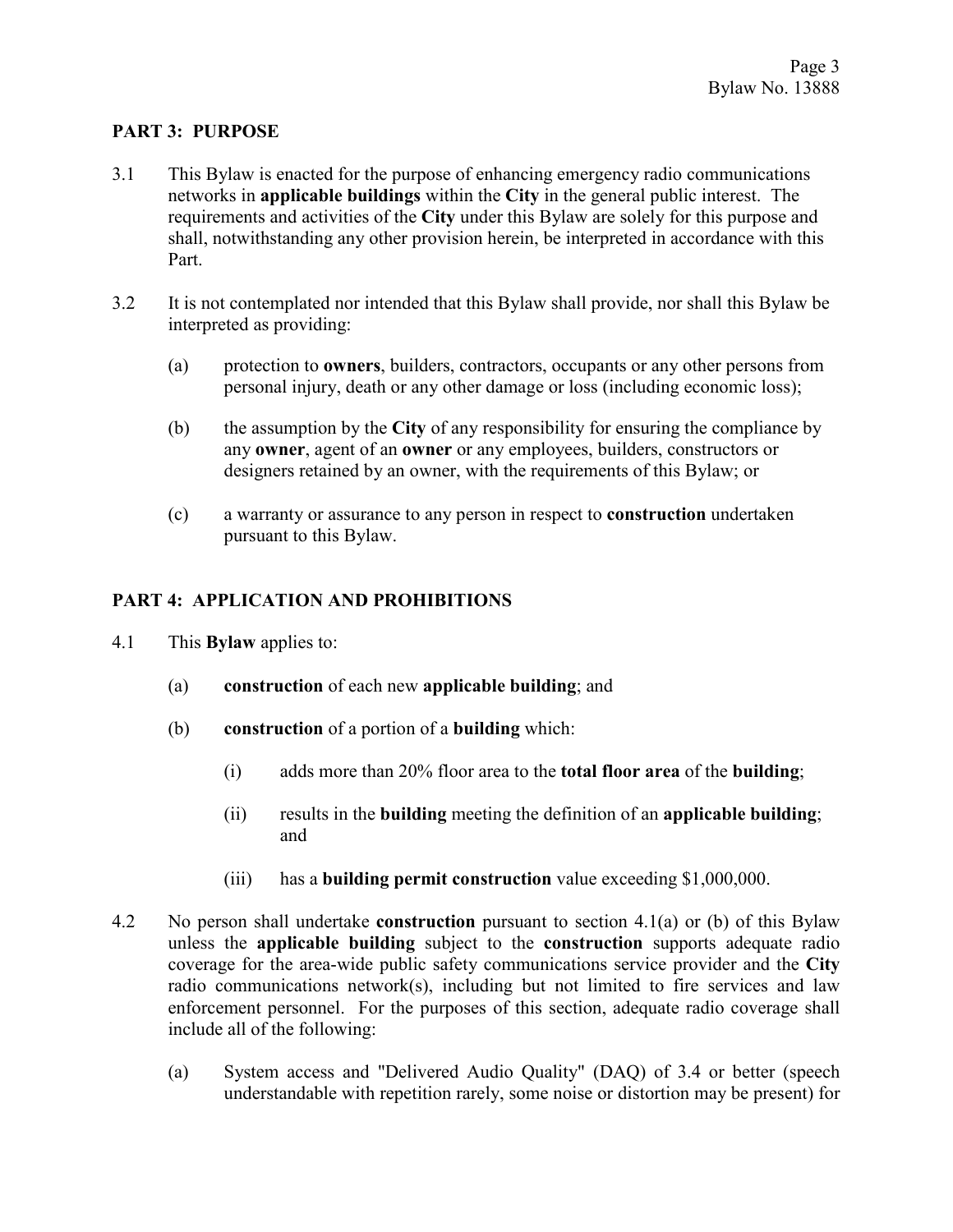## PART 3: PURPOSE

3.1 This Bylaw is enacted for the purpose of enhancing emergency radio communications networks in **applicable buildings** within the **City** in the general public interest. The requirements and activities of the **City** under this Bylaw are solely for this purpose and shall, notwithstanding any other provision herein, be interpreted in accordance with this Part.

3.2 It is not contemplated nor intended that this Bylaw shall provide, nor shall this Bylaw be interpreted as providing:

(a) protection to **owners**, builders, contractors, occupants or any other persons from personal injury, death or any other damage or loss (including economic loss);

(b) the assumption by the **City** of any responsibility for ensuring the compliance by any **owner**, agent of an **owner** or any employees, builders, constructors or designers retained by an owner, with the requirements of this Bylaw; or

(c) a warranty or assurance to any person in respect to **construction** undertaken pursuant to this Bylaw.

## PART 4: APPLICATION AND PROHIBITIONS

4.1 This **Bylaw** applies to:

(a) **construction** of each new **applicable building**; and

(b) **construction** of a portion of a **building** which:

(i) adds more than 20% floor area to the **total floor area** of the **building**;

(ii) results in the **building** meeting the definition of an **applicable building**; and

(iii) has a **building permit construction** value exceeding $1,000,000.

4.2 No person shall undertake **construction** pursuant to section 4.1(a) or (b) of this Bylaw unless the **applicable building** subject to the **construction** supports adequate radio coverage for the area-wide public safety communications service provider and the **City** radio communications network(s), including but not limited to fire services and law enforcement personnel. For the purposes of this section, adequate radio coverage shall include all of the following:

(a) System access and "Delivered Audio Quality" (DAQ) of 3.4 or better (speech understandable with repetition rarely, some noise or distortion may be present) for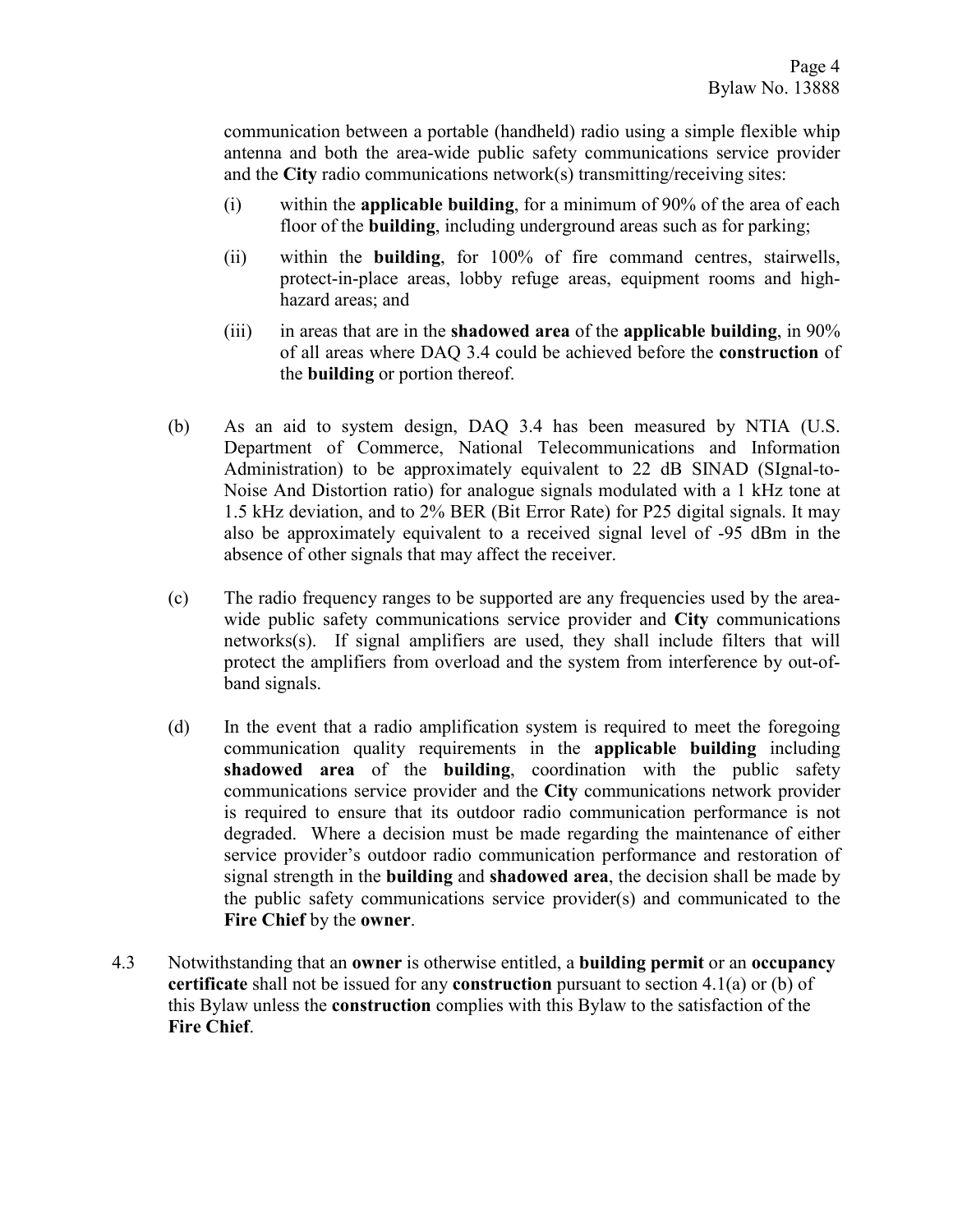communication between a portable (handheld) radio using a simple flexible whip antenna and both the area-wide public safety communications service provider and the **City** radio communications network(s) transmitting/receiving sites:

(i) within the **applicable building**, for a minimum of 90% of the area of each floor of the **building**, including underground areas such as for parking;

(ii) within the **building**, for 100% of fire command centres, stairwells, protect-in-place areas, lobby refuge areas, equipment rooms and high-hazard areas; and

(iii) in areas that are in the **shadowed area** of the **applicable building**, in 90% of all areas where DAQ 3.4 could be achieved before the **construction** of the **building** or portion thereof.

(b) As an aid to system design, DAQ 3.4 has been measured by NTIA (U.S. Department of Commerce, National Telecommunications and Information Administration) to be approximately equivalent to 22 dB SINAD (SIgnal-to-Noise And Distortion ratio) for analogue signals modulated with a 1 kHz tone at 1.5 kHz deviation, and to 2% BER (Bit Error Rate) for P25 digital signals. It may also be approximately equivalent to a received signal level of -95 dBm in the absence of other signals that may affect the receiver.

(c) The radio frequency ranges to be supported are any frequencies used by the area-wide public safety communications service provider and **City** communications networks(s). If signal amplifiers are used, they shall include filters that will protect the amplifiers from overload and the system from interference by out-of-band signals.

(d) In the event that a radio amplification system is required to meet the foregoing communication quality requirements in the **applicable building** including **shadowed area** of the **building**, coordination with the public safety communications service provider and the **City** communications network provider is required to ensure that its outdoor radio communication performance is not degraded. Where a decision must be made regarding the maintenance of either service provider's outdoor radio communication performance and restoration of signal strength in the **building** and **shadowed area**, the decision shall be made by the public safety communications service provider(s) and communicated to the **Fire Chief** by the **owner**.

4.3 Notwithstanding that an **owner** is otherwise entitled, a **building permit** or an **occupancy certificate** shall not be issued for any **construction** pursuant to section 4.1(a) or (b) of this Bylaw unless the **construction** complies with this Bylaw to the satisfaction of the **Fire Chief**.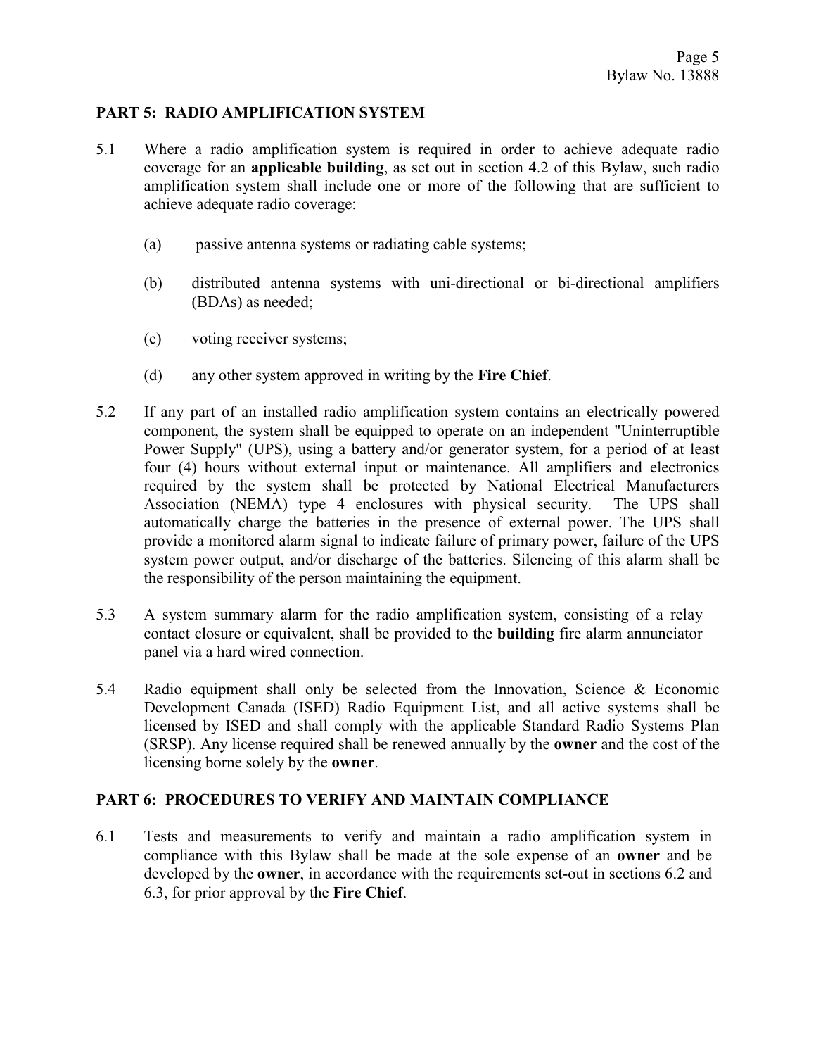## PART 5: RADIO AMPLIFICATION SYSTEM

5.1 Where a radio amplification system is required in order to achieve adequate radio coverage for an **applicable building**, as set out in section 4.2 of this Bylaw, such radio amplification system shall include one or more of the following that are sufficient to achieve adequate radio coverage:

(a) passive antenna systems or radiating cable systems;

(b) distributed antenna systems with uni-directional or bi-directional amplifiers (BDAs) as needed;

(c) voting receiver systems;

(d) any other system approved in writing by the **Fire Chief**.

5.2 If any part of an installed radio amplification system contains an electrically powered component, the system shall be equipped to operate on an independent "Uninterruptible Power Supply" (UPS), using a battery and/or generator system, for a period of at least four (4) hours without external input or maintenance. All amplifiers and electronics required by the system shall be protected by National Electrical Manufacturers Association (NEMA) type 4 enclosures with physical security. The UPS shall automatically charge the batteries in the presence of external power. The UPS shall provide a monitored alarm signal to indicate failure of primary power, failure of the UPS system power output, and/or discharge of the batteries. Silencing of this alarm shall be the responsibility of the person maintaining the equipment.

5.3 A system summary alarm for the radio amplification system, consisting of a relay contact closure or equivalent, shall be provided to the **building** fire alarm annunciator panel via a hard wired connection.

5.4 Radio equipment shall only be selected from the Innovation, Science & Economic Development Canada (ISED) Radio Equipment List, and all active systems shall be licensed by ISED and shall comply with the applicable Standard Radio Systems Plan (SRSP). Any license required shall be renewed annually by the **owner** and the cost of the licensing borne solely by the **owner**.

## PART 6: PROCEDURES TO VERIFY AND MAINTAIN COMPLIANCE

6.1 Tests and measurements to verify and maintain a radio amplification system in compliance with this Bylaw shall be made at the sole expense of an **owner** and be developed by the **owner**, in accordance with the requirements set-out in sections 6.2 and 6.3, for prior approval by the **Fire Chief**.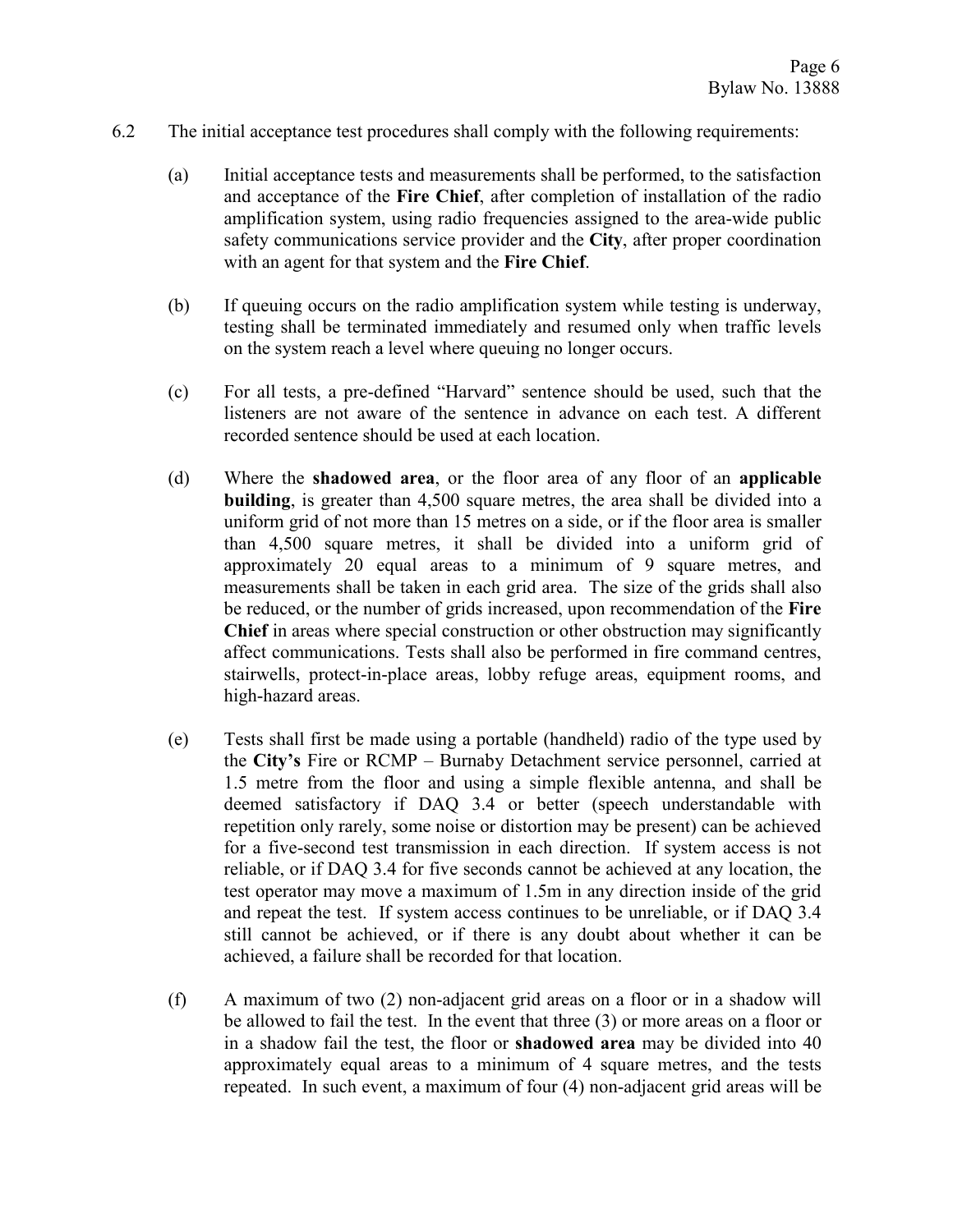6.2 The initial acceptance test procedures shall comply with the following requirements:

(a) Initial acceptance tests and measurements shall be performed, to the satisfaction and acceptance of the **Fire Chief**, after completion of installation of the radio amplification system, using radio frequencies assigned to the area-wide public safety communications service provider and the **City**, after proper coordination with an agent for that system and the **Fire Chief**.

(b) If queuing occurs on the radio amplification system while testing is underway, testing shall be terminated immediately and resumed only when traffic levels on the system reach a level where queuing no longer occurs.

(c) For all tests, a pre-defined "Harvard" sentence should be used, such that the listeners are not aware of the sentence in advance on each test. A different recorded sentence should be used at each location.

(d) Where the **shadowed area**, or the floor area of any floor of an **applicable building**, is greater than 4,500 square metres, the area shall be divided into a uniform grid of not more than 15 metres on a side, or if the floor area is smaller than 4,500 square metres, it shall be divided into a uniform grid of approximately 20 equal areas to a minimum of 9 square metres, and measurements shall be taken in each grid area. The size of the grids shall also be reduced, or the number of grids increased, upon recommendation of the **Fire Chief** in areas where special construction or other obstruction may significantly affect communications. Tests shall also be performed in fire command centres, stairwells, protect-in-place areas, lobby refuge areas, equipment rooms, and high-hazard areas.

(e) Tests shall first be made using a portable (handheld) radio of the type used by the **City's** Fire or RCMP – Burnaby Detachment service personnel, carried at 1.5 metre from the floor and using a simple flexible antenna, and shall be deemed satisfactory if DAQ 3.4 or better (speech understandable with repetition only rarely, some noise or distortion may be present) can be achieved for a five-second test transmission in each direction. If system access is not reliable, or if DAQ 3.4 for five seconds cannot be achieved at any location, the test operator may move a maximum of 1.5m in any direction inside of the grid and repeat the test. If system access continues to be unreliable, or if DAQ 3.4 still cannot be achieved, or if there is any doubt about whether it can be achieved, a failure shall be recorded for that location.

(f) A maximum of two (2) non-adjacent grid areas on a floor or in a shadow will be allowed to fail the test. In the event that three (3) or more areas on a floor or in a shadow fail the test, the floor or **shadowed area** may be divided into 40 approximately equal areas to a minimum of 4 square metres, and the tests repeated. In such event, a maximum of four (4) non-adjacent grid areas will be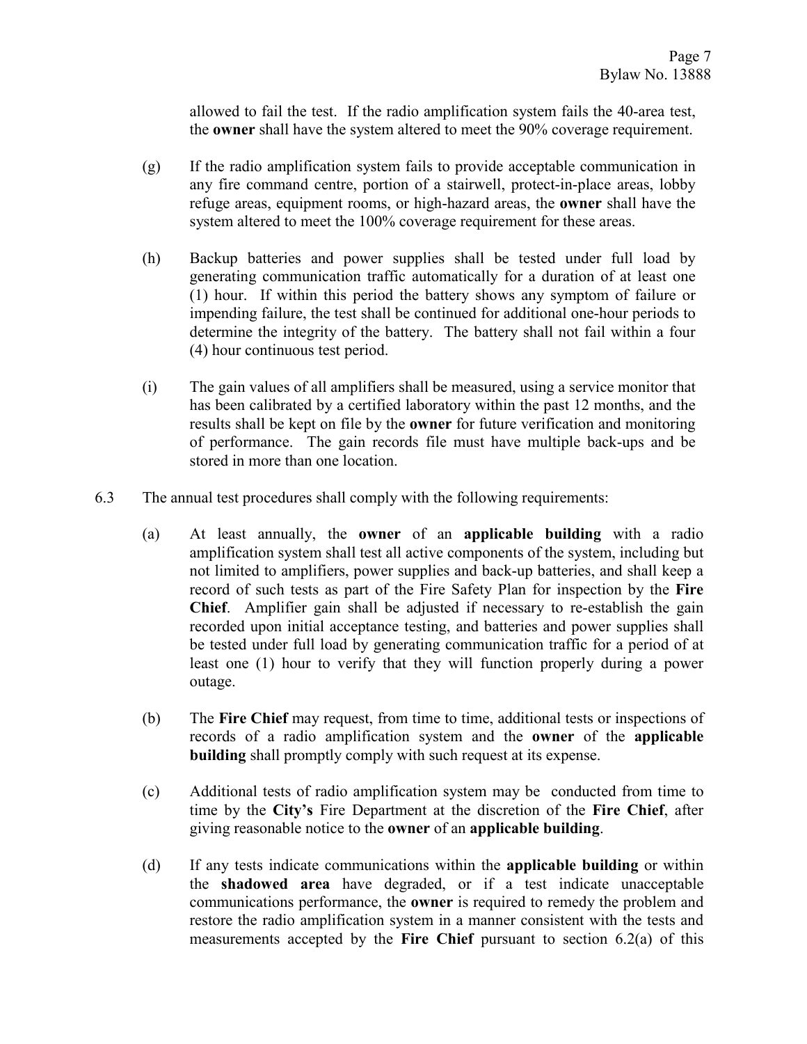allowed to fail the test. If the radio amplification system fails the 40-area test, the **owner** shall have the system altered to meet the 90% coverage requirement.

(g) If the radio amplification system fails to provide acceptable communication in any fire command centre, portion of a stairwell, protect-in-place areas, lobby refuge areas, equipment rooms, or high-hazard areas, the **owner** shall have the system altered to meet the 100% coverage requirement for these areas.

(h) Backup batteries and power supplies shall be tested under full load by generating communication traffic automatically for a duration of at least one (1) hour. If within this period the battery shows any symptom of failure or impending failure, the test shall be continued for additional one-hour periods to determine the integrity of the battery. The battery shall not fail within a four (4) hour continuous test period.

(i) The gain values of all amplifiers shall be measured, using a service monitor that has been calibrated by a certified laboratory within the past 12 months, and the results shall be kept on file by the **owner** for future verification and monitoring of performance. The gain records file must have multiple back-ups and be stored in more than one location.

6.3 The annual test procedures shall comply with the following requirements:

(a) At least annually, the **owner** of an **applicable building** with a radio amplification system shall test all active components of the system, including but not limited to amplifiers, power supplies and back-up batteries, and shall keep a record of such tests as part of the Fire Safety Plan for inspection by the **Fire Chief**. Amplifier gain shall be adjusted if necessary to re-establish the gain recorded upon initial acceptance testing, and batteries and power supplies shall be tested under full load by generating communication traffic for a period of at least one (1) hour to verify that they will function properly during a power outage.

(b) The **Fire Chief** may request, from time to time, additional tests or inspections of records of a radio amplification system and the **owner** of the **applicable building** shall promptly comply with such request at its expense.

(c) Additional tests of radio amplification system may be conducted from time to time by the **City's** Fire Department at the discretion of the **Fire Chief**, after giving reasonable notice to the **owner** of an **applicable building**.

(d) If any tests indicate communications within the **applicable building** or within the **shadowed area** have degraded, or if a test indicate unacceptable communications performance, the **owner** is required to remedy the problem and restore the radio amplification system in a manner consistent with the tests and measurements accepted by the **Fire Chief** pursuant to section 6.2(a) of this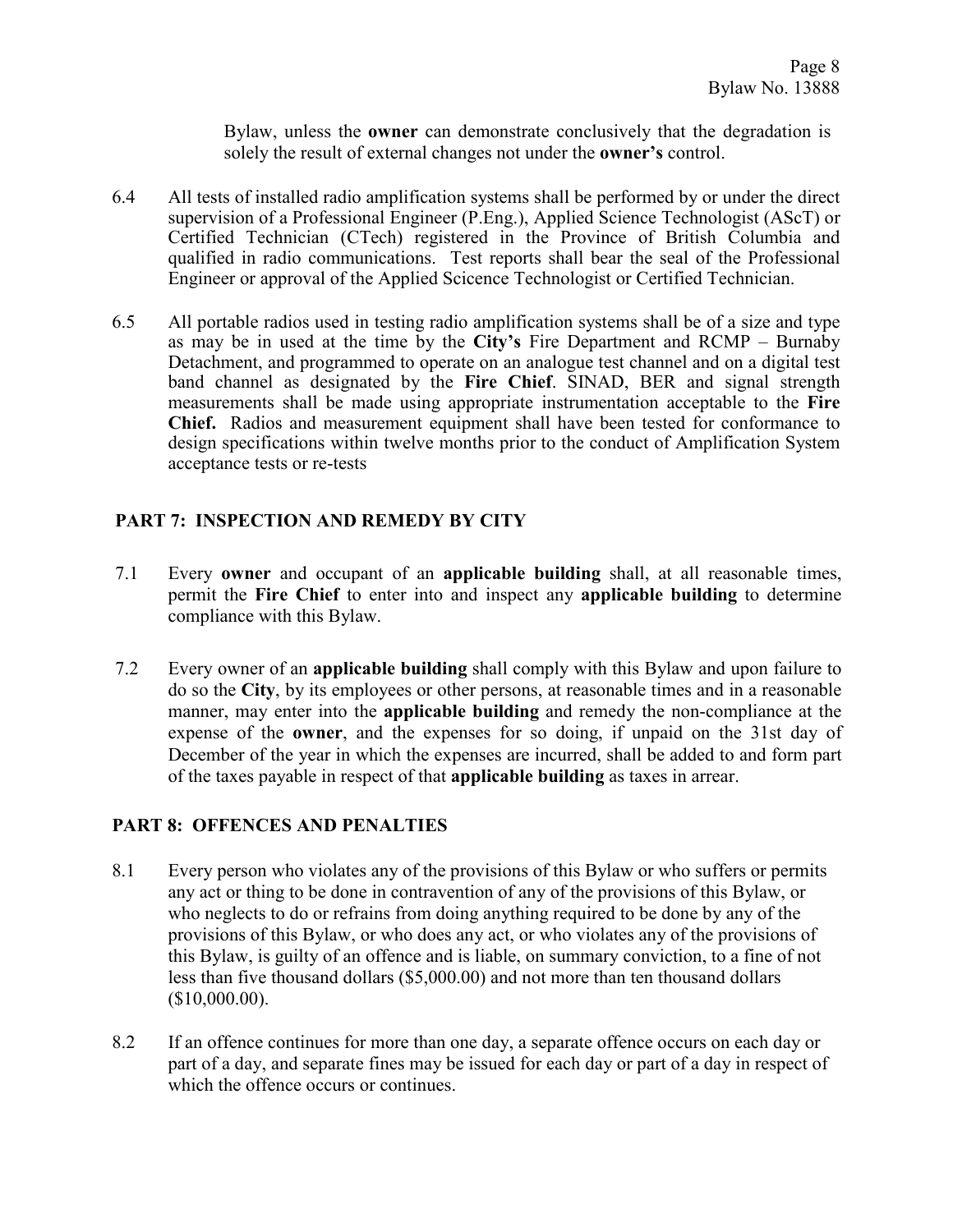Bylaw, unless the **owner** can demonstrate conclusively that the degradation is solely the result of external changes not under the **owner's** control.

6.4 All tests of installed radio amplification systems shall be performed by or under the direct supervision of a Professional Engineer (P.Eng.), Applied Science Technologist (AScT) or Certified Technician (CTech) registered in the Province of British Columbia and qualified in radio communications. Test reports shall bear the seal of the Professional Engineer or approval of the Applied Scicence Technologist or Certified Technician.

6.5 All portable radios used in testing radio amplification systems shall be of a size and type as may be in used at the time by the **City's** Fire Department and RCMP – Burnaby Detachment, and programmed to operate on an analogue test channel and on a digital test band channel as designated by the **Fire Chief**. SINAD, BER and signal strength measurements shall be made using appropriate instrumentation acceptable to the **Fire Chief.** Radios and measurement equipment shall have been tested for conformance to design specifications within twelve months prior to the conduct of Amplification System acceptance tests or re-tests

## PART 7: INSPECTION AND REMEDY BY CITY

7.1 Every **owner** and occupant of an **applicable building** shall, at all reasonable times, permit the **Fire Chief** to enter into and inspect any **applicable building** to determine compliance with this Bylaw.

7.2 Every owner of an **applicable building** shall comply with this Bylaw and upon failure to do so the **City**, by its employees or other persons, at reasonable times and in a reasonable manner, may enter into the **applicable building** and remedy the non-compliance at the expense of the **owner**, and the expenses for so doing, if unpaid on the 31st day of December of the year in which the expenses are incurred, shall be added to and form part of the taxes payable in respect of that **applicable building** as taxes in arrear.

## PART 8: OFFENCES AND PENALTIES

8.1 Every person who violates any of the provisions of this Bylaw or who suffers or permits any act or thing to be done in contravention of any of the provisions of this Bylaw, or who neglects to do or refrains from doing anything required to be done by any of the provisions of this Bylaw, or who does any act, or who violates any of the provisions of this Bylaw, is guilty of an offence and is liable, on summary conviction, to a fine of not less than five thousand dollars ($5,000.00) and not more than ten thousand dollars ($10,000.00).

8.2 If an offence continues for more than one day, a separate offence occurs on each day or part of a day, and separate fines may be issued for each day or part of a day in respect of which the offence occurs or continues.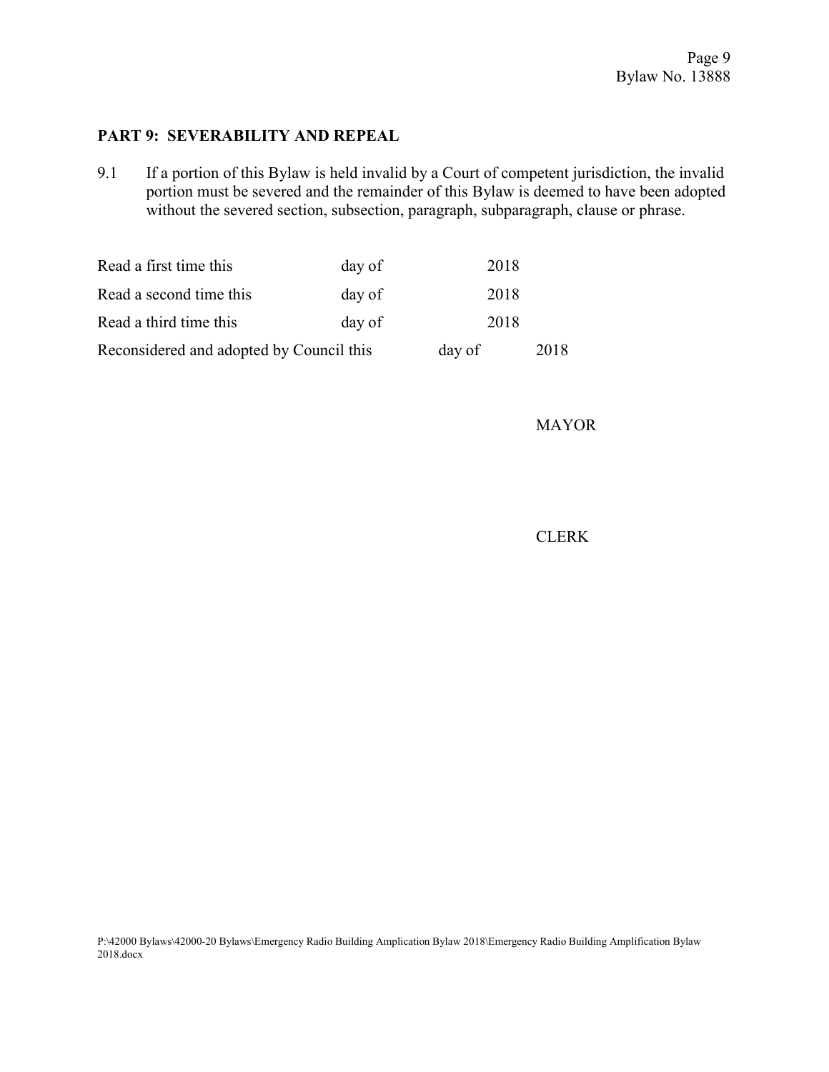## PART 9: SEVERABILITY AND REPEAL

9.1 If a portion of this Bylaw is held invalid by a Court of competent jurisdiction, the invalid portion must be severed and the remainder of this Bylaw is deemed to have been adopted without the severed section, subsection, paragraph, subparagraph, clause or phrase.

| | | |
|---|---|---|
| Read a first time this | day of | 2018 |
| Read a second time this | day of | 2018 |
| Read a third time this | day of | 2018 |
| Reconsidered and adopted by Council this | day of | 2018 |

MAYOR

CLERK

P:\42000 Bylaws\42000-20 Bylaws\Emergency Radio Building Amplication Bylaw 2018\Emergency Radio Building Amplification Bylaw 2018.docx